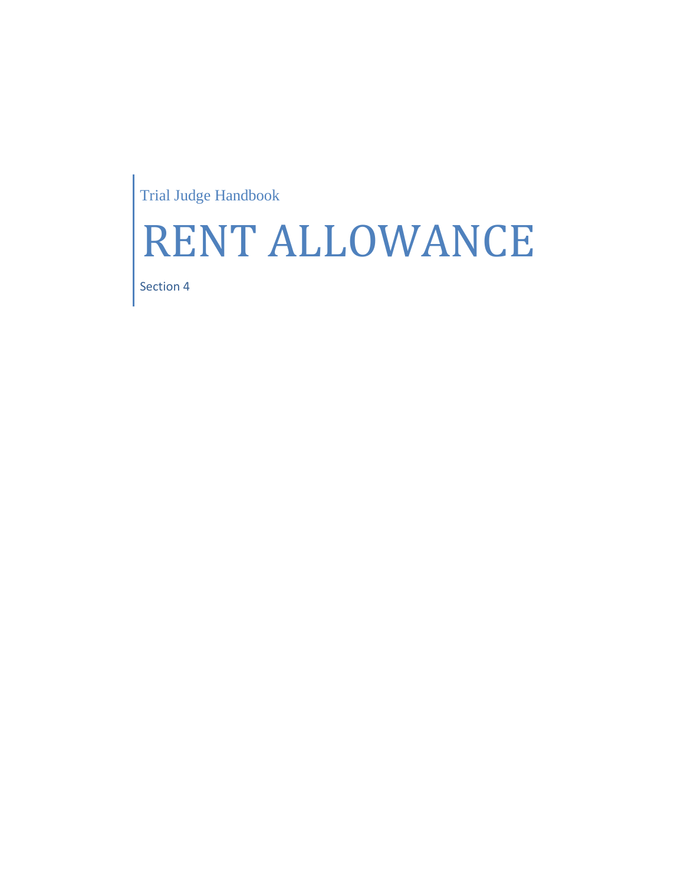Trial Judge Handbook

# RENT ALLOWANCE

Section 4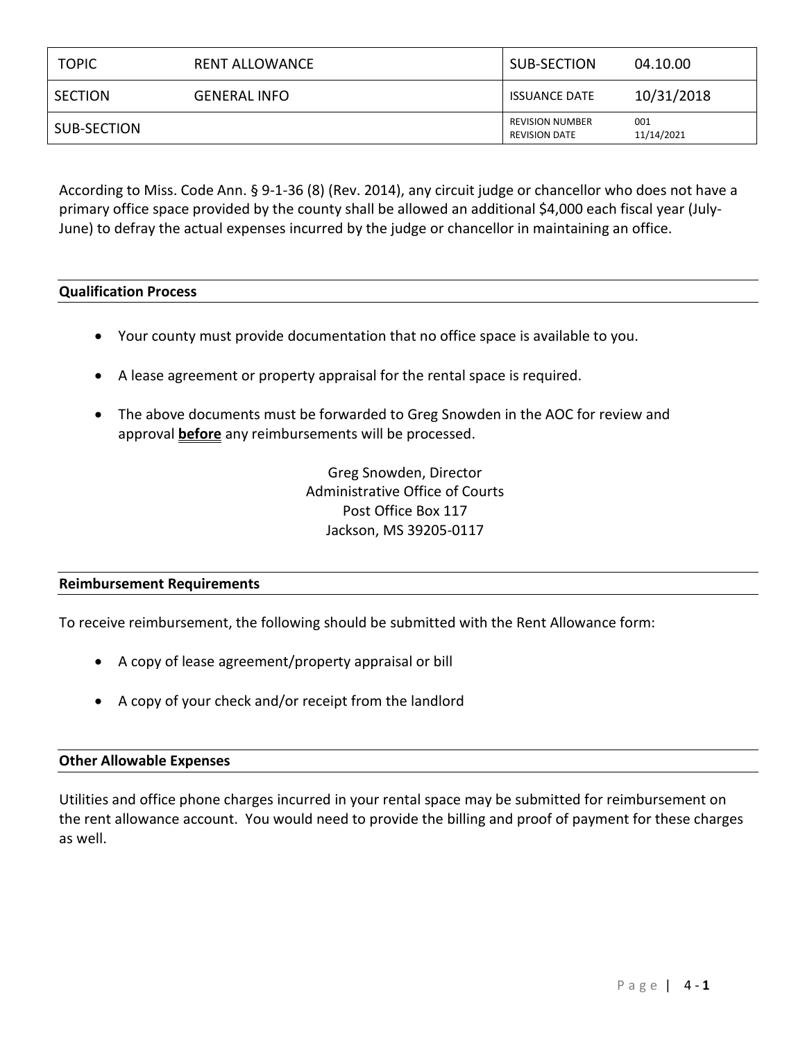| TOPIC | RENT ALLOWANCE | SUB-SECTION | 04.10.00 |
|---|---|---|---|
| SECTION | GENERAL INFO | ISSUANCE DATE | 10/31/2018 |
| SUB-SECTION | | REVISION NUMBER<br>REVISION DATE | 001<br>11/14/2021 |

According to Miss. Code Ann. § 9-1-36 (8) (Rev. 2014), any circuit judge or chancellor who does not have a primary office space provided by the county shall be allowed an additional $4,000 each fiscal year (July-June) to defray the actual expenses incurred by the judge or chancellor in maintaining an office.

**Qualification Process**

- Your county must provide documentation that no office space is available to you.
- A lease agreement or property appraisal for the rental space is required.
- The above documents must be forwarded to Greg Snowden in the AOC for review and approval **before** any reimbursements will be processed.

Greg Snowden, Director
Administrative Office of Courts
Post Office Box 117
Jackson, MS 39205-0117

**Reimbursement Requirements**

To receive reimbursement, the following should be submitted with the Rent Allowance form:

- A copy of lease agreement/property appraisal or bill
- A copy of your check and/or receipt from the landlord

**Other Allowable Expenses**

Utilities and office phone charges incurred in your rental space may be submitted for reimbursement on the rent allowance account. You would need to provide the billing and proof of payment for these charges as well.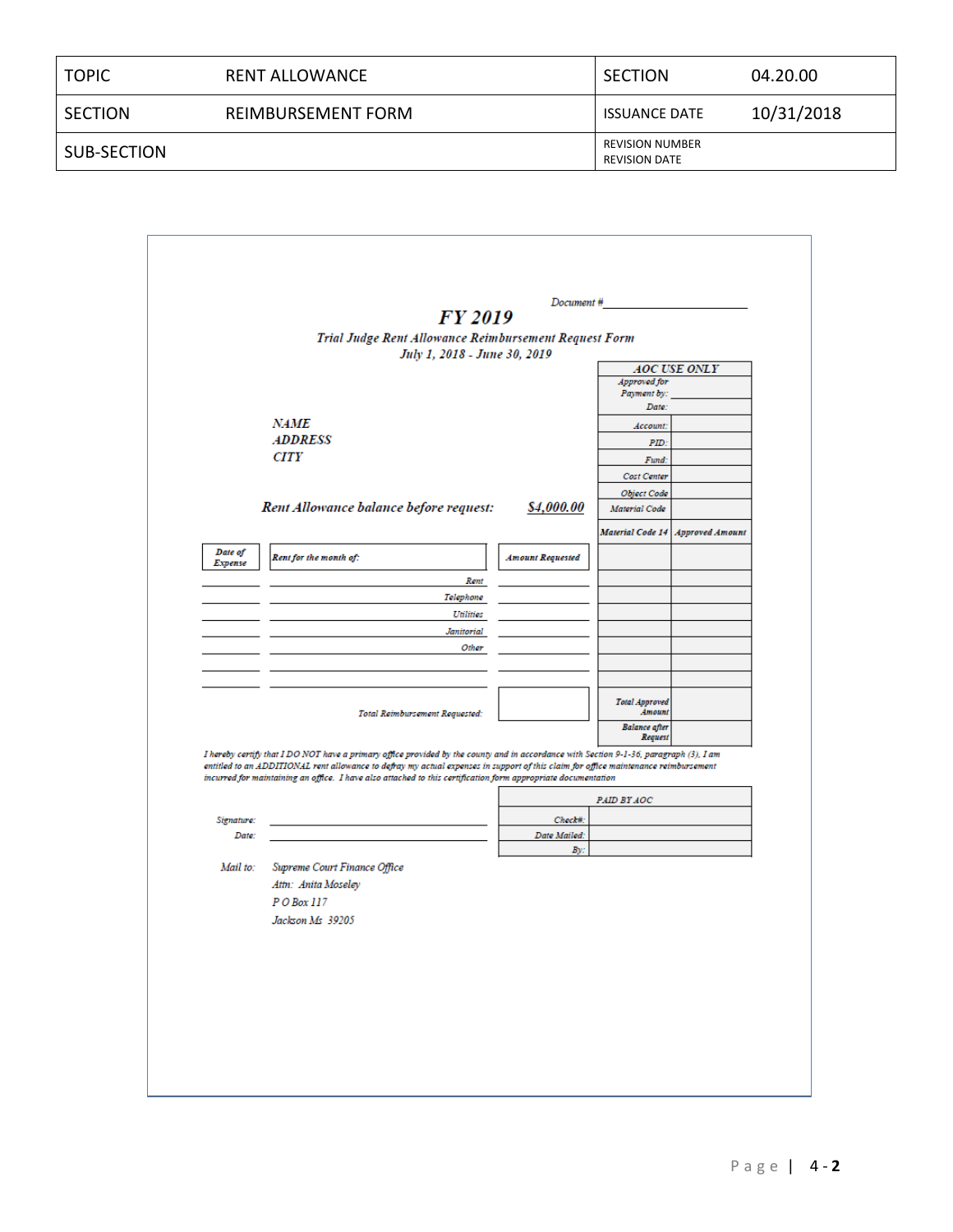| | | | |
|---|---|---|---|
| TOPIC | RENT ALLOWANCE | SECTION | 04.20.00 |
| SECTION | REIMBURSEMENT FORM | ISSUANCE DATE | 10/31/2018 |
| SUB-SECTION | | REVISION NUMBER<br>REVISION DATE | |

Document #\_\_\_\_\_\_\_\_\_\_\_\_\_\_\_\_\_\_\_\_

# *FY 2019*

*Trial Judge Rent Allowance Reimbursement Request Form*
*July 1, 2018 - June 30, 2019*

| AOC USE ONLY | |
|---|---|
| Approved for Payment by: | |
| Date: | |
| Account: | |
| PID: | |
| Fund: | |
| Cost Center | |
| Object Code | |
| Material Code | |

***NAME***
***ADDRESS***
***CITY***

*Rent Allowance balance before request:* ***$4,000.00***

| Date of Expense | Rent for the month of: | Amount Requested | Material Code 14 | Approved Amount |
|---|---|---|---|---|
| | Rent | | | |
| | Telephone | | | |
| | Utilities | | | |
| | Janitorial | | | |
| | Other | | | |
| | | | | |
| | | | | |
| | Total Reimbursement Requested: | | Total Approved Amount | |
| | | | Balance after Request | |

*I hereby certify that I DO NOT have a primary office provided by the county and in accordance with Section 9-1-36, paragraph (3), I am entitled to an ADDITIONAL rent allowance to defray my actual expenses in support of this claim for office maintenance reimbursement incurred for maintaining an office. I have also attached to this certification form appropriate documentation*

*Signature:* \_\_\_\_\_\_\_\_\_\_\_\_\_\_\_\_\_\_\_\_
*Date:* \_\_\_\_\_\_\_\_\_\_\_\_\_\_\_\_\_\_\_\_

| PAID BY AOC | |
|---|---|
| Check#: | |
| Date Mailed: | |
| By: | |

*Mail to:* *Supreme Court Finance Office*
*Attn: Anita Moseley*
*P O Box 117*
*Jackson Ms 39205*